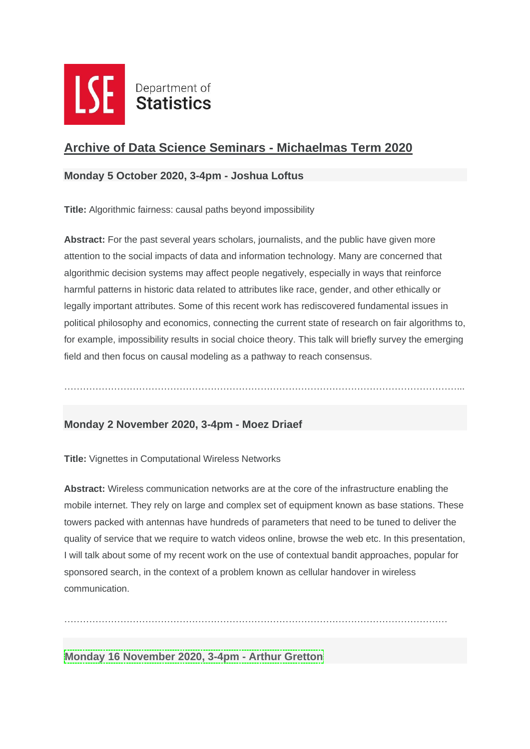LSE Department of Statistics

# Archive of Data Science Seminars - Michaelmas Term 2020

### Monday 5 October 2020, 3-4pm - Joshua Loftus

**Title:** Algorithmic fairness: causal paths beyond impossibility

**Abstract:** For the past several years scholars, journalists, and the public have given more attention to the social impacts of data and information technology. Many are concerned that algorithmic decision systems may affect people negatively, especially in ways that reinforce harmful patterns in historic data related to attributes like race, gender, and other ethically or legally important attributes. Some of this recent work has rediscovered fundamental issues in political philosophy and economics, connecting the current state of research on fair algorithms to, for example, impossibility results in social choice theory. This talk will briefly survey the emerging field and then focus on causal modeling as a pathway to reach consensus.

…………………………………………………………………………………………………………………...

### Monday 2 November 2020, 3-4pm - Moez Driaef

**Title:** Vignettes in Computational Wireless Networks

**Abstract:** Wireless communication networks are at the core of the infrastructure enabling the mobile internet. They rely on large and complex set of equipment known as base stations. These towers packed with antennas have hundreds of parameters that need to be tuned to deliver the quality of service that we require to watch videos online, browse the web etc. In this presentation, I will talk about some of my recent work on the use of contextual bandit approaches, popular for sponsored search, in the context of a problem known as cellular handover in wireless communication.

…………………………………………………………………………………………………………………

### Monday 16 November 2020, 3-4pm - Arthur Gretton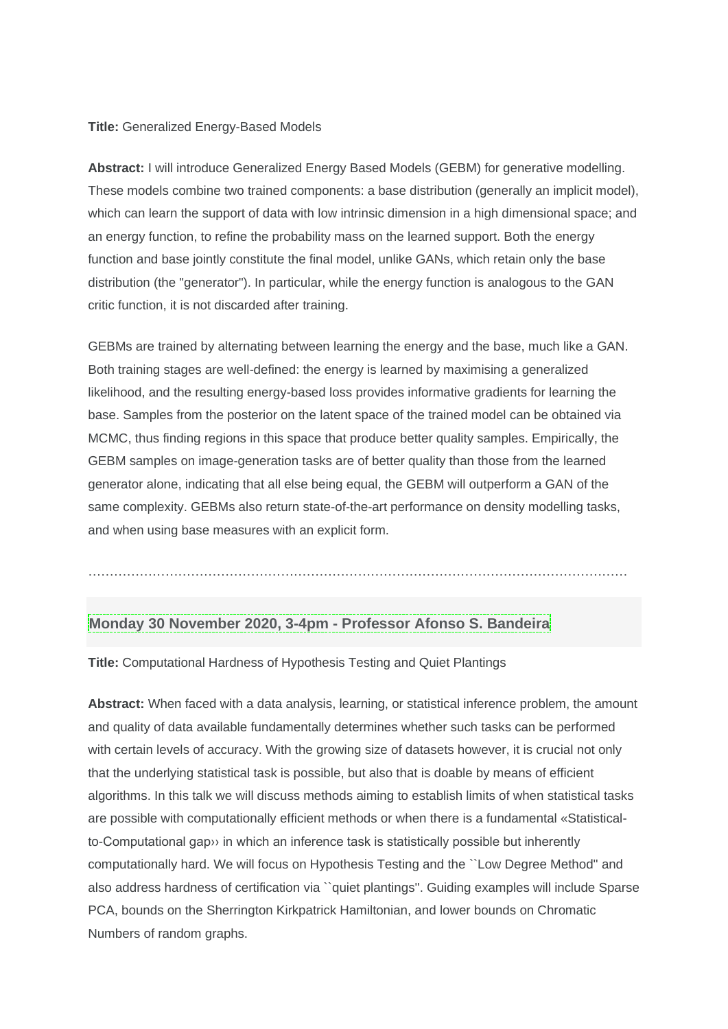**Title:** Generalized Energy-Based Models

**Abstract:** I will introduce Generalized Energy Based Models (GEBM) for generative modelling. These models combine two trained components: a base distribution (generally an implicit model), which can learn the support of data with low intrinsic dimension in a high dimensional space; and an energy function, to refine the probability mass on the learned support. Both the energy function and base jointly constitute the final model, unlike GANs, which retain only the base distribution (the "generator"). In particular, while the energy function is analogous to the GAN critic function, it is not discarded after training.

GEBMs are trained by alternating between learning the energy and the base, much like a GAN. Both training stages are well-defined: the energy is learned by maximising a generalized likelihood, and the resulting energy-based loss provides informative gradients for learning the base. Samples from the posterior on the latent space of the trained model can be obtained via MCMC, thus finding regions in this space that produce better quality samples. Empirically, the GEBM samples on image-generation tasks are of better quality than those from the learned generator alone, indicating that all else being equal, the GEBM will outperform a GAN of the same complexity. GEBMs also return state-of-the-art performance on density modelling tasks, and when using base measures with an explicit form.

………………………………………………………………………………………………………………

### Monday 30 November 2020, 3-4pm - Professor Afonso S. Bandeira

**Title:** Computational Hardness of Hypothesis Testing and Quiet Plantings

**Abstract:** When faced with a data analysis, learning, or statistical inference problem, the amount and quality of data available fundamentally determines whether such tasks can be performed with certain levels of accuracy. With the growing size of datasets however, it is crucial not only that the underlying statistical task is possible, but also that is doable by means of efficient algorithms. In this talk we will discuss methods aiming to establish limits of when statistical tasks are possible with computationally efficient methods or when there is a fundamental «Statistical-to-Computational gap›› in which an inference task is statistically possible but inherently computationally hard. We will focus on Hypothesis Testing and the ``Low Degree Method'' and also address hardness of certification via ``quiet plantings''. Guiding examples will include Sparse PCA, bounds on the Sherrington Kirkpatrick Hamiltonian, and lower bounds on Chromatic Numbers of random graphs.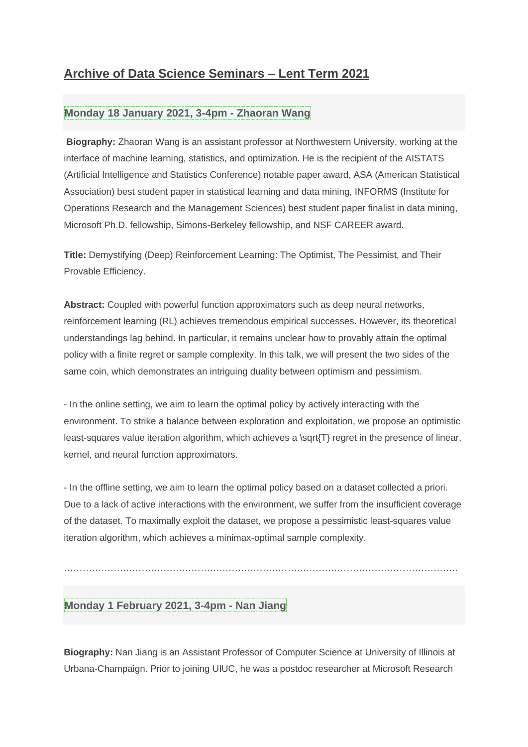## Archive of Data Science Seminars – Lent Term 2021

### Monday 18 January 2021, 3-4pm - Zhaoran Wang

**Biography:** Zhaoran Wang is an assistant professor at Northwestern University, working at the interface of machine learning, statistics, and optimization. He is the recipient of the AISTATS (Artificial Intelligence and Statistics Conference) notable paper award, ASA (American Statistical Association) best student paper in statistical learning and data mining, INFORMS (Institute for Operations Research and the Management Sciences) best student paper finalist in data mining, Microsoft Ph.D. fellowship, Simons-Berkeley fellowship, and NSF CAREER award.

**Title:** Demystifying (Deep) Reinforcement Learning: The Optimist, The Pessimist, and Their Provable Efficiency.

**Abstract:** Coupled with powerful function approximators such as deep neural networks, reinforcement learning (RL) achieves tremendous empirical successes. However, its theoretical understandings lag behind. In particular, it remains unclear how to provably attain the optimal policy with a finite regret or sample complexity. In this talk, we will present the two sides of the same coin, which demonstrates an intriguing duality between optimism and pessimism.

- In the online setting, we aim to learn the optimal policy by actively interacting with the environment. To strike a balance between exploration and exploitation, we propose an optimistic least-squares value iteration algorithm, which achieves a \sqrt{T} regret in the presence of linear, kernel, and neural function approximators.

- In the offline setting, we aim to learn the optimal policy based on a dataset collected a priori. Due to a lack of active interactions with the environment, we suffer from the insufficient coverage of the dataset. To maximally exploit the dataset, we propose a pessimistic least-squares value iteration algorithm, which achieves a minimax-optimal sample complexity.

……………………………………………………………………………………………………………

### Monday 1 February 2021, 3-4pm - Nan Jiang

**Biography:** Nan Jiang is an Assistant Professor of Computer Science at University of Illinois at Urbana-Champaign. Prior to joining UIUC, he was a postdoc researcher at Microsoft Research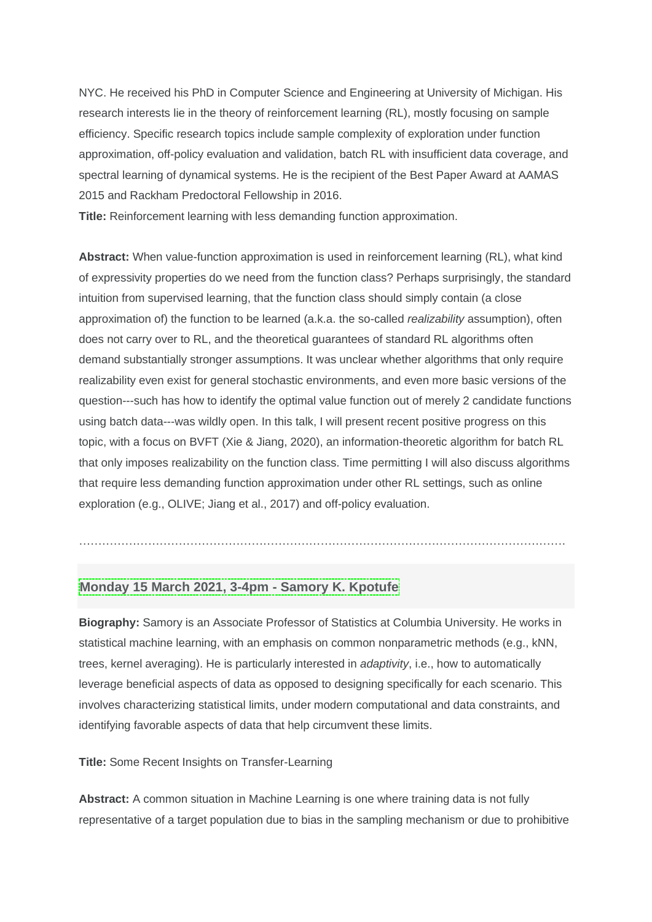NYC. He received his PhD in Computer Science and Engineering at University of Michigan. His research interests lie in the theory of reinforcement learning (RL), mostly focusing on sample efficiency. Specific research topics include sample complexity of exploration under function approximation, off-policy evaluation and validation, batch RL with insufficient data coverage, and spectral learning of dynamical systems. He is the recipient of the Best Paper Award at AAMAS 2015 and Rackham Predoctoral Fellowship in 2016.

**Title:** Reinforcement learning with less demanding function approximation.

**Abstract:** When value-function approximation is used in reinforcement learning (RL), what kind of expressivity properties do we need from the function class? Perhaps surprisingly, the standard intuition from supervised learning, that the function class should simply contain (a close approximation of) the function to be learned (a.k.a. the so-called *realizability* assumption), often does not carry over to RL, and the theoretical guarantees of standard RL algorithms often demand substantially stronger assumptions. It was unclear whether algorithms that only require realizability even exist for general stochastic environments, and even more basic versions of the question---such has how to identify the optimal value function out of merely 2 candidate functions using batch data---was wildly open. In this talk, I will present recent positive progress on this topic, with a focus on BVFT (Xie & Jiang, 2020), an information-theoretic algorithm for batch RL that only imposes realizability on the function class. Time permitting I will also discuss algorithms that require less demanding function approximation under other RL settings, such as online exploration (e.g., OLIVE; Jiang et al., 2017) and off-policy evaluation.

……………………………………………………………………………………………………………

### Monday 15 March 2021, 3-4pm - Samory K. Kpotufe

**Biography:** Samory is an Associate Professor of Statistics at Columbia University. He works in statistical machine learning, with an emphasis on common nonparametric methods (e.g., kNN, trees, kernel averaging). He is particularly interested in *adaptivity*, i.e., how to automatically leverage beneficial aspects of data as opposed to designing specifically for each scenario. This involves characterizing statistical limits, under modern computational and data constraints, and identifying favorable aspects of data that help circumvent these limits.

**Title:** Some Recent Insights on Transfer-Learning

**Abstract:** A common situation in Machine Learning is one where training data is not fully representative of a target population due to bias in the sampling mechanism or due to prohibitive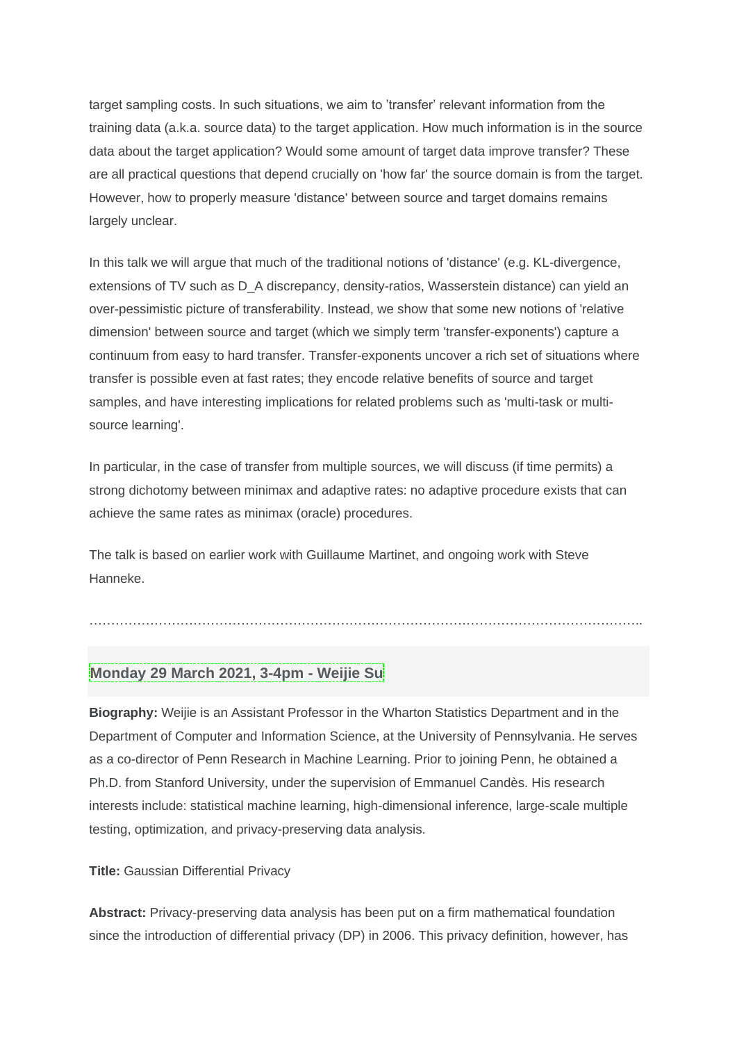target sampling costs. In such situations, we aim to 'transfer' relevant information from the training data (a.k.a. source data) to the target application. How much information is in the source data about the target application? Would some amount of target data improve transfer? These are all practical questions that depend crucially on 'how far' the source domain is from the target. However, how to properly measure 'distance' between source and target domains remains largely unclear.

In this talk we will argue that much of the traditional notions of 'distance' (e.g. KL-divergence, extensions of TV such as D_A discrepancy, density-ratios, Wasserstein distance) can yield an over-pessimistic picture of transferability. Instead, we show that some new notions of 'relative dimension' between source and target (which we simply term 'transfer-exponents') capture a continuum from easy to hard transfer. Transfer-exponents uncover a rich set of situations where transfer is possible even at fast rates; they encode relative benefits of source and target samples, and have interesting implications for related problems such as 'multi-task or multi-source learning'.

In particular, in the case of transfer from multiple sources, we will discuss (if time permits) a strong dichotomy between minimax and adaptive rates: no adaptive procedure exists that can achieve the same rates as minimax (oracle) procedures.

The talk is based on earlier work with Guillaume Martinet, and ongoing work with Steve Hanneke.

…………………………………………………………………………………………………………..

### Monday 29 March 2021, 3-4pm - Weijie Su

**Biography:** Weijie is an Assistant Professor in the Wharton Statistics Department and in the Department of Computer and Information Science, at the University of Pennsylvania. He serves as a co-director of Penn Research in Machine Learning. Prior to joining Penn, he obtained a Ph.D. from Stanford University, under the supervision of Emmanuel Candès. His research interests include: statistical machine learning, high-dimensional inference, large-scale multiple testing, optimization, and privacy-preserving data analysis.

**Title:** Gaussian Differential Privacy

**Abstract:** Privacy-preserving data analysis has been put on a firm mathematical foundation since the introduction of differential privacy (DP) in 2006. This privacy definition, however, has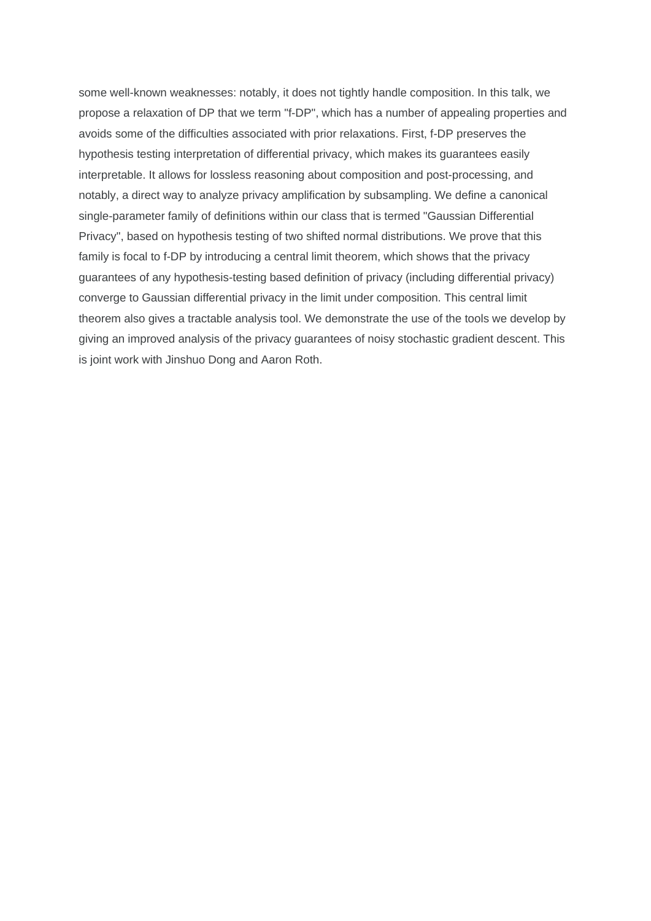some well-known weaknesses: notably, it does not tightly handle composition. In this talk, we propose a relaxation of DP that we term "f-DP", which has a number of appealing properties and avoids some of the difficulties associated with prior relaxations. First, f-DP preserves the hypothesis testing interpretation of differential privacy, which makes its guarantees easily interpretable. It allows for lossless reasoning about composition and post-processing, and notably, a direct way to analyze privacy amplification by subsampling. We define a canonical single-parameter family of definitions within our class that is termed "Gaussian Differential Privacy", based on hypothesis testing of two shifted normal distributions. We prove that this family is focal to f-DP by introducing a central limit theorem, which shows that the privacy guarantees of any hypothesis-testing based definition of privacy (including differential privacy) converge to Gaussian differential privacy in the limit under composition. This central limit theorem also gives a tractable analysis tool. We demonstrate the use of the tools we develop by giving an improved analysis of the privacy guarantees of noisy stochastic gradient descent. This is joint work with Jinshuo Dong and Aaron Roth.